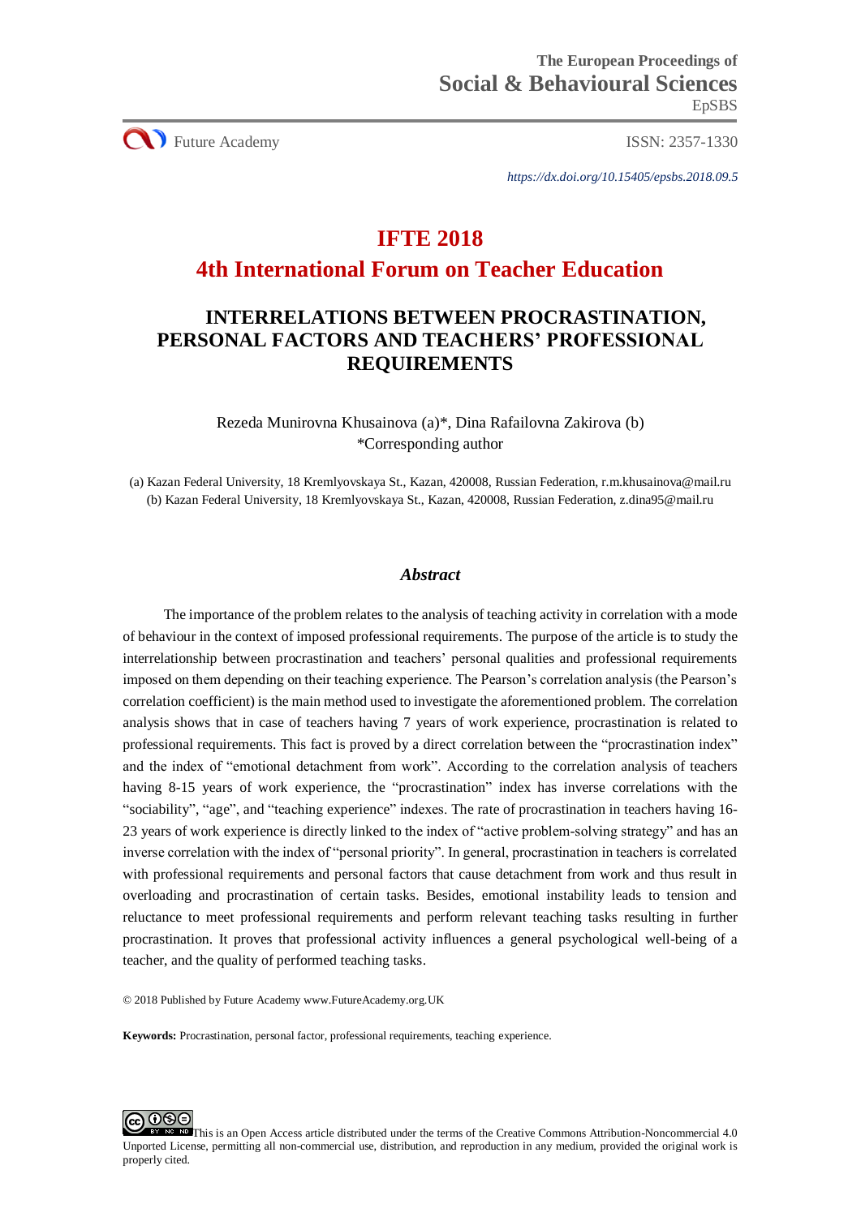The European Proceedings of
Social & Behavioural Sciences
EpSBS

Future Academy

ISSN: 2357-1330

*https://dx.doi.org/10.15405/epsbs.2018.09.5*

# IFTE 2018
# 4th International Forum on Teacher Education

## INTERRELATIONS BETWEEN PROCRASTINATION, PERSONAL FACTORS AND TEACHERS' PROFESSIONAL REQUIREMENTS

Rezeda Munirovna Khusainova (a)*, Dina Rafailovna Zakirova (b)
*Corresponding author

(a) Kazan Federal University, 18 Kremlyovskaya St., Kazan, 420008, Russian Federation, r.m.khusainova@mail.ru
(b) Kazan Federal University, 18 Kremlyovskaya St., Kazan, 420008, Russian Federation, z.dina95@mail.ru

### *Abstract*

The importance of the problem relates to the analysis of teaching activity in correlation with a mode of behaviour in the context of imposed professional requirements. The purpose of the article is to study the interrelationship between procrastination and teachers' personal qualities and professional requirements imposed on them depending on their teaching experience. The Pearson's correlation analysis (the Pearson's correlation coefficient) is the main method used to investigate the aforementioned problem. The correlation analysis shows that in case of teachers having 7 years of work experience, procrastination is related to professional requirements. This fact is proved by a direct correlation between the "procrastination index" and the index of "emotional detachment from work". According to the correlation analysis of teachers having 8-15 years of work experience, the "procrastination" index has inverse correlations with the "sociability", "age", and "teaching experience" indexes. The rate of procrastination in teachers having 16-23 years of work experience is directly linked to the index of "active problem-solving strategy" and has an inverse correlation with the index of "personal priority". In general, procrastination in teachers is correlated with professional requirements and personal factors that cause detachment from work and thus result in overloading and procrastination of certain tasks. Besides, emotional instability leads to tension and reluctance to meet professional requirements and perform relevant teaching tasks resulting in further procrastination. It proves that professional activity influences a general psychological well-being of a teacher, and the quality of performed teaching tasks.

© 2018 Published by Future Academy www.FutureAcademy.org.UK

**Keywords:** Procrastination, personal factor, professional requirements, teaching experience.

This is an Open Access article distributed under the terms of the Creative Commons Attribution-Noncommercial 4.0 Unported License, permitting all non-commercial use, distribution, and reproduction in any medium, provided the original work is properly cited.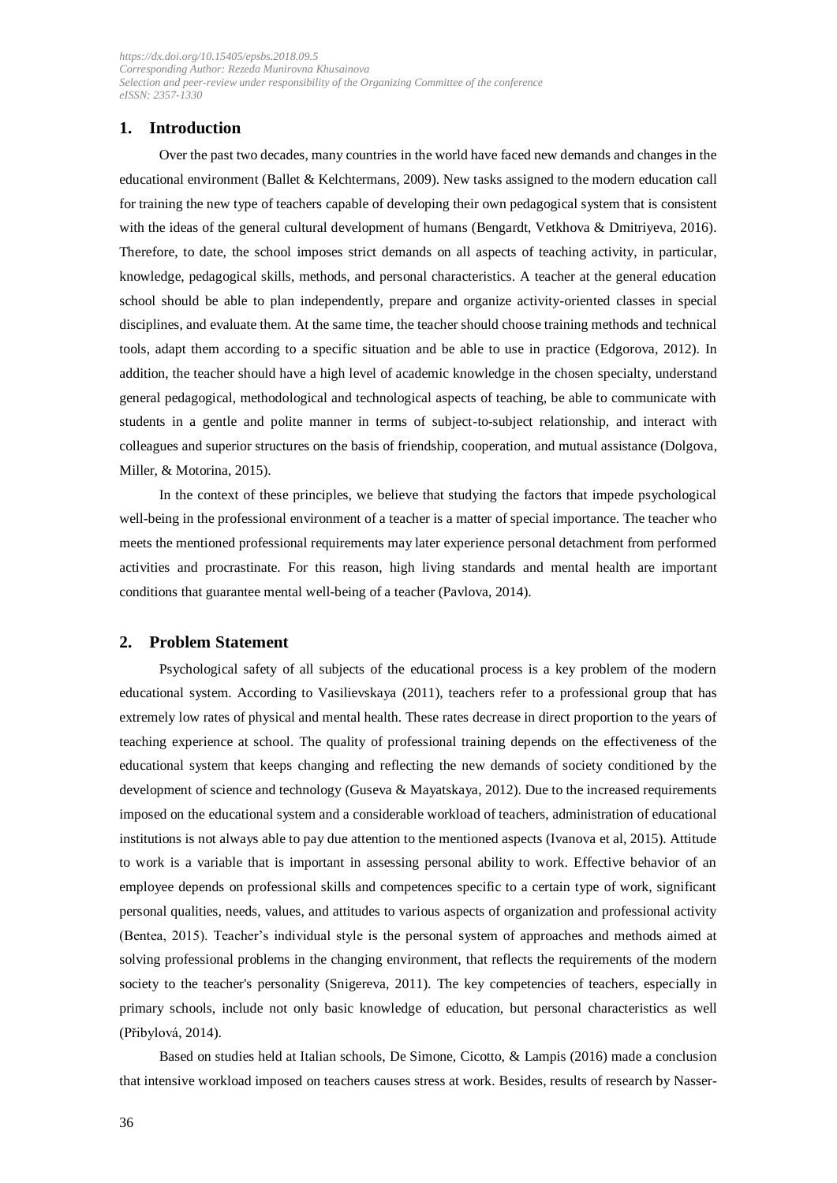## 1. Introduction

Over the past two decades, many countries in the world have faced new demands and changes in the educational environment (Ballet & Kelchtermans, 2009). New tasks assigned to the modern education call for training the new type of teachers capable of developing their own pedagogical system that is consistent with the ideas of the general cultural development of humans (Bengardt, Vetkhova & Dmitriyeva, 2016). Therefore, to date, the school imposes strict demands on all aspects of teaching activity, in particular, knowledge, pedagogical skills, methods, and personal characteristics. A teacher at the general education school should be able to plan independently, prepare and organize activity-oriented classes in special disciplines, and evaluate them. At the same time, the teacher should choose training methods and technical tools, adapt them according to a specific situation and be able to use in practice (Edgorova, 2012). In addition, the teacher should have a high level of academic knowledge in the chosen specialty, understand general pedagogical, methodological and technological aspects of teaching, be able to communicate with students in a gentle and polite manner in terms of subject-to-subject relationship, and interact with colleagues and superior structures on the basis of friendship, cooperation, and mutual assistance (Dolgova, Miller, & Motorina, 2015).

In the context of these principles, we believe that studying the factors that impede psychological well-being in the professional environment of a teacher is a matter of special importance. The teacher who meets the mentioned professional requirements may later experience personal detachment from performed activities and procrastinate. For this reason, high living standards and mental health are important conditions that guarantee mental well-being of a teacher (Pavlova, 2014).

## 2. Problem Statement

Psychological safety of all subjects of the educational process is a key problem of the modern educational system. According to Vasilievskaya (2011), teachers refer to a professional group that has extremely low rates of physical and mental health. These rates decrease in direct proportion to the years of teaching experience at school. The quality of professional training depends on the effectiveness of the educational system that keeps changing and reflecting the new demands of society conditioned by the development of science and technology (Guseva & Mayatskaya, 2012). Due to the increased requirements imposed on the educational system and a considerable workload of teachers, administration of educational institutions is not always able to pay due attention to the mentioned aspects (Ivanova et al, 2015). Attitude to work is a variable that is important in assessing personal ability to work. Effective behavior of an employee depends on professional skills and competences specific to a certain type of work, significant personal qualities, needs, values, and attitudes to various aspects of organization and professional activity (Bentea, 2015). Teacher's individual style is the personal system of approaches and methods aimed at solving professional problems in the changing environment, that reflects the requirements of the modern society to the teacher's personality (Snigereva, 2011). The key competencies of teachers, especially in primary schools, include not only basic knowledge of education, but personal characteristics as well (Přibylová, 2014).

Based on studies held at Italian schools, De Simone, Cicotto, & Lampis (2016) made a conclusion that intensive workload imposed on teachers causes stress at work. Besides, results of research by Nasser-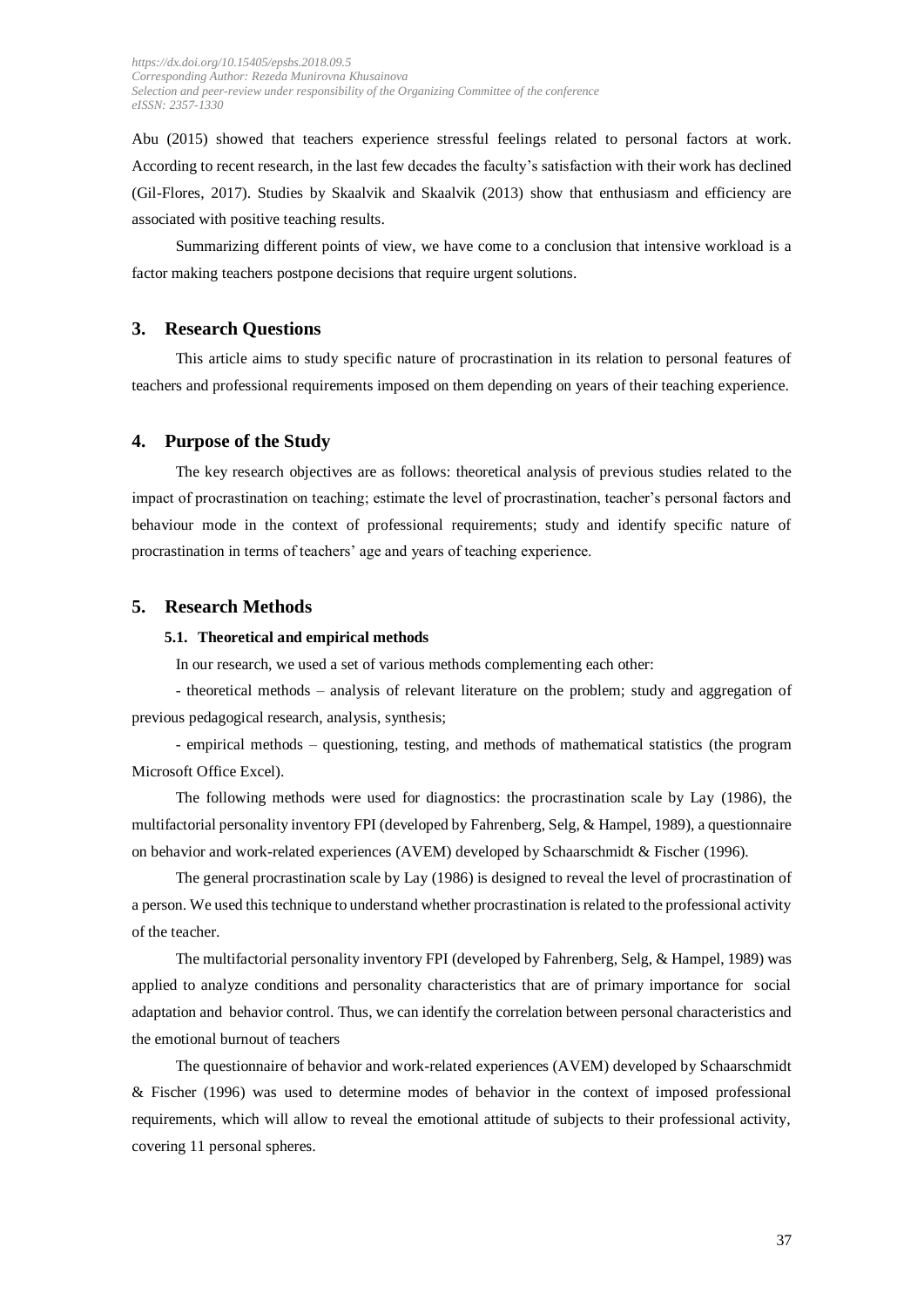Abu (2015) showed that teachers experience stressful feelings related to personal factors at work. According to recent research, in the last few decades the faculty's satisfaction with their work has declined (Gil-Flores, 2017). Studies by Skaalvik and Skaalvik (2013) show that enthusiasm and efficiency are associated with positive teaching results.

Summarizing different points of view, we have come to a conclusion that intensive workload is a factor making teachers postpone decisions that require urgent solutions.

## 3. Research Questions

This article aims to study specific nature of procrastination in its relation to personal features of teachers and professional requirements imposed on them depending on years of their teaching experience.

## 4. Purpose of the Study

The key research objectives are as follows: theoretical analysis of previous studies related to the impact of procrastination on teaching; estimate the level of procrastination, teacher's personal factors and behaviour mode in the context of professional requirements; study and identify specific nature of procrastination in terms of teachers' age and years of teaching experience.

## 5. Research Methods

### 5.1. Theoretical and empirical methods

In our research, we used a set of various methods complementing each other:

- theoretical methods – analysis of relevant literature on the problem; study and aggregation of previous pedagogical research, analysis, synthesis;

- empirical methods – questioning, testing, and methods of mathematical statistics (the program Microsoft Office Excel).

The following methods were used for diagnostics: the procrastination scale by Lay (1986), the multifactorial personality inventory FPI (developed by Fahrenberg, Selg, & Hampel, 1989), a questionnaire on behavior and work-related experiences (AVEM) developed by Schaarschmidt & Fischer (1996).

The general procrastination scale by Lay (1986) is designed to reveal the level of procrastination of a person. We used this technique to understand whether procrastination is related to the professional activity of the teacher.

The multifactorial personality inventory FPI (developed by Fahrenberg, Selg, & Hampel, 1989) was applied to analyze conditions and personality characteristics that are of primary importance for social adaptation and behavior control. Thus, we can identify the correlation between personal characteristics and the emotional burnout of teachers

The questionnaire of behavior and work-related experiences (AVEM) developed by Schaarschmidt & Fischer (1996) was used to determine modes of behavior in the context of imposed professional requirements, which will allow to reveal the emotional attitude of subjects to their professional activity, covering 11 personal spheres.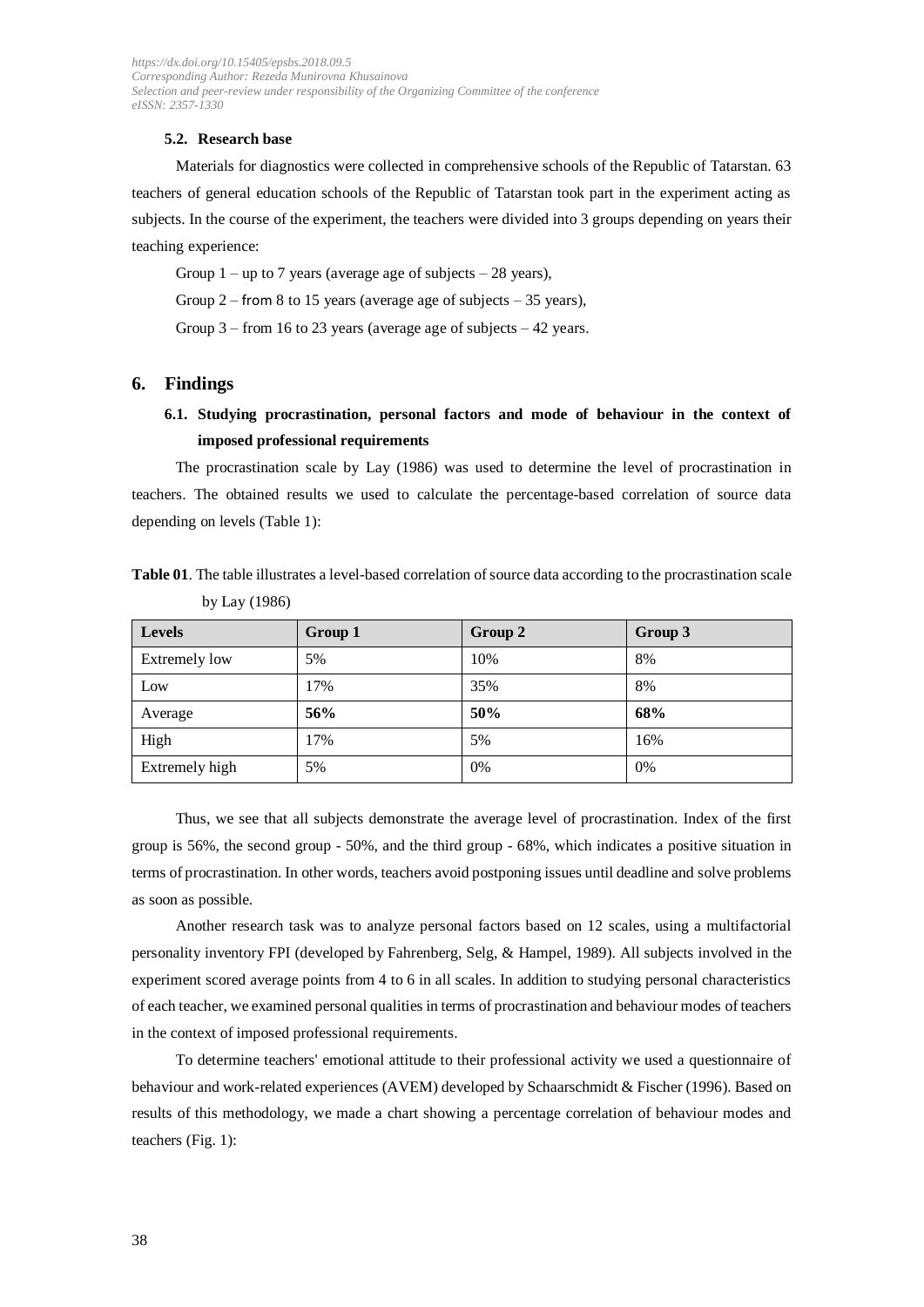### 5.2. Research base

Materials for diagnostics were collected in comprehensive schools of the Republic of Tatarstan. 63 teachers of general education schools of the Republic of Tatarstan took part in the experiment acting as subjects. In the course of the experiment, the teachers were divided into 3 groups depending on years their teaching experience:

Group 1 – up to 7 years (average age of subjects – 28 years),

Group 2 – from 8 to 15 years (average age of subjects – 35 years),

Group 3 – from 16 to 23 years (average age of subjects – 42 years.

## 6. Findings

### 6.1. Studying procrastination, personal factors and mode of behaviour in the context of imposed professional requirements

The procrastination scale by Lay (1986) was used to determine the level of procrastination in teachers. The obtained results we used to calculate the percentage-based correlation of source data depending on levels (Table 1):

**Table 01**. The table illustrates a level-based correlation of source data according to the procrastination scale by Lay (1986)

| Levels | Group 1 | Group 2 | Group 3 |
|---|---|---|---|
| Extremely low | 5% | 10% | 8% |
| Low | 17% | 35% | 8% |
| Average | **56%** | **50%** | **68%** |
| High | 17% | 5% | 16% |
| Extremely high | 5% | 0% | 0% |

Thus, we see that all subjects demonstrate the average level of procrastination. Index of the first group is 56%, the second group - 50%, and the third group - 68%, which indicates a positive situation in terms of procrastination. In other words, teachers avoid postponing issues until deadline and solve problems as soon as possible.

Another research task was to analyze personal factors based on 12 scales, using a multifactorial personality inventory FPI (developed by Fahrenberg, Selg, & Hampel, 1989). All subjects involved in the experiment scored average points from 4 to 6 in all scales. In addition to studying personal characteristics of each teacher, we examined personal qualities in terms of procrastination and behaviour modes of teachers in the context of imposed professional requirements.

To determine teachers' emotional attitude to their professional activity we used a questionnaire of behaviour and work-related experiences (AVEM) developed by Schaarschmidt & Fischer (1996). Based on results of this methodology, we made a chart showing a percentage correlation of behaviour modes and teachers (Fig. 1):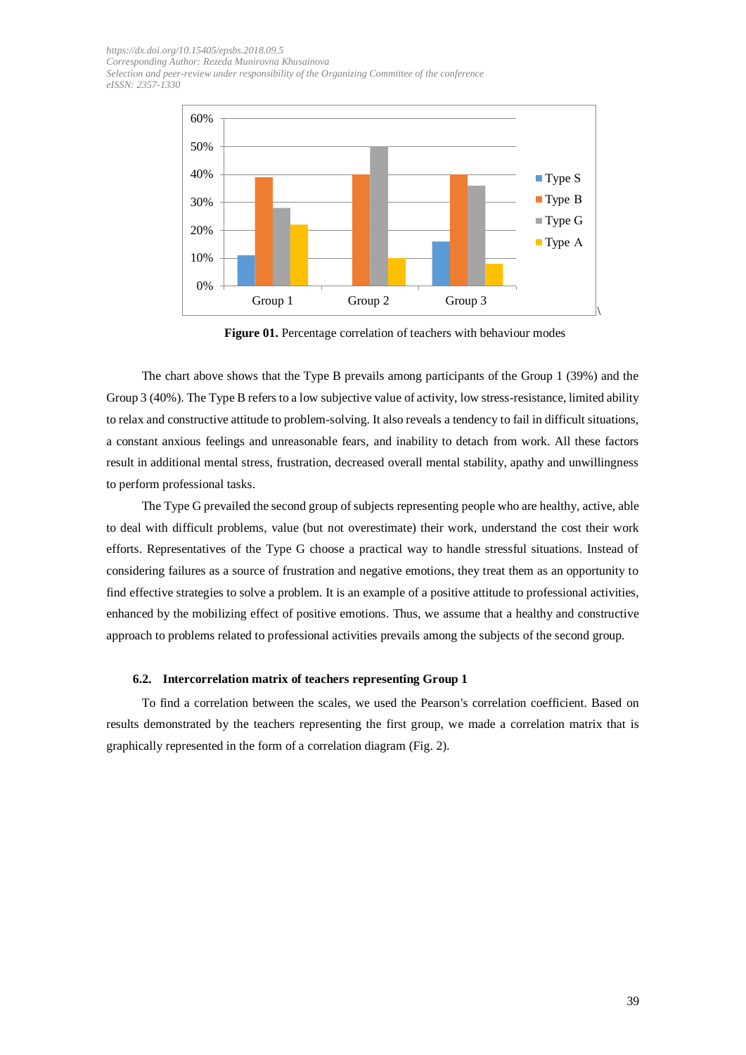**Figure 01.** Percentage correlation of teachers with behaviour modes

The chart above shows that the Type B prevails among participants of the Group 1 (39%) and the Group 3 (40%). The Type B refers to a low subjective value of activity, low stress-resistance, limited ability to relax and constructive attitude to problem-solving. It also reveals a tendency to fail in difficult situations, a constant anxious feelings and unreasonable fears, and inability to detach from work. All these factors result in additional mental stress, frustration, decreased overall mental stability, apathy and unwillingness to perform professional tasks.

The Type G prevailed the second group of subjects representing people who are healthy, active, able to deal with difficult problems, value (but not overestimate) their work, understand the cost their work efforts. Representatives of the Type G choose a practical way to handle stressful situations. Instead of considering failures as a source of frustration and negative emotions, they treat them as an opportunity to find effective strategies to solve a problem. It is an example of a positive attitude to professional activities, enhanced by the mobilizing effect of positive emotions. Thus, we assume that a healthy and constructive approach to problems related to professional activities prevails among the subjects of the second group.

### 6.2. Intercorrelation matrix of teachers representing Group 1

To find a correlation between the scales, we used the Pearson's correlation coefficient. Based on results demonstrated by the teachers representing the first group, we made a correlation matrix that is graphically represented in the form of a correlation diagram (Fig. 2).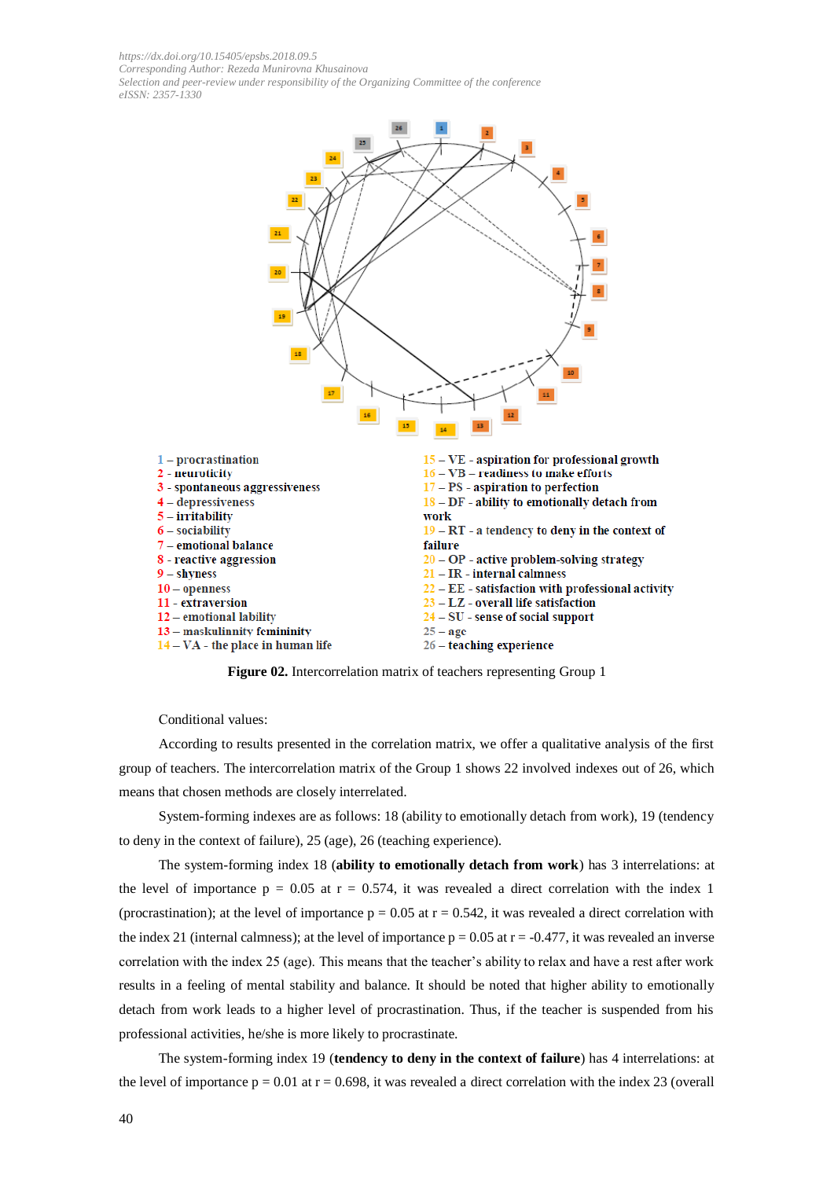1 – procrastination
2 - neuroticity
3 - spontaneous aggressiveness
4 – depressiveness
5 – irritability
6 – sociability
7 – emotional balance
8 - reactive aggression
9 – shyness
10 – openness
11 - extraversion
12 – emotional lability
13 – maskulinnity femininity
14 – VA - the place in human life

15 – VE - aspiration for professional growth
16 – VB – readiness to make efforts
17 – PS - aspiration to perfection
18 – DF - ability to emotionally detach from work
19 – RT - a tendency to deny in the context of failure
20 – OP - active problem-solving strategy
21 – IR - internal calmness
22 – EE - satisfaction with professional activity
23 – LZ - overall life satisfaction
24 – SU - sense of social support
25 – age
26 – teaching experience

**Figure 02.** Intercorrelation matrix of teachers representing Group 1

Conditional values:

According to results presented in the correlation matrix, we offer a qualitative analysis of the first group of teachers. The intercorrelation matrix of the Group 1 shows 22 involved indexes out of 26, which means that chosen methods are closely interrelated.

System-forming indexes are as follows: 18 (ability to emotionally detach from work), 19 (tendency to deny in the context of failure), 25 (age), 26 (teaching experience).

The system-forming index 18 (**ability to emotionally detach from work**) has 3 interrelations: at the level of importance $p = 0.05$ at $r = 0.574$, it was revealed a direct correlation with the index 1 (procrastination); at the level of importance $p = 0.05$ at $r = 0.542$, it was revealed a direct correlation with the index 21 (internal calmness); at the level of importance $p = 0.05$ at $r = -0.477$, it was revealed an inverse correlation with the index 25 (age). This means that the teacher's ability to relax and have a rest after work results in a feeling of mental stability and balance. It should be noted that higher ability to emotionally detach from work leads to a higher level of procrastination. Thus, if the teacher is suspended from his professional activities, he/she is more likely to procrastinate.

The system-forming index 19 (**tendency to deny in the context of failure**) has 4 interrelations: at the level of importance $p = 0.01$ at $r = 0.698$, it was revealed a direct correlation with the index 23 (overall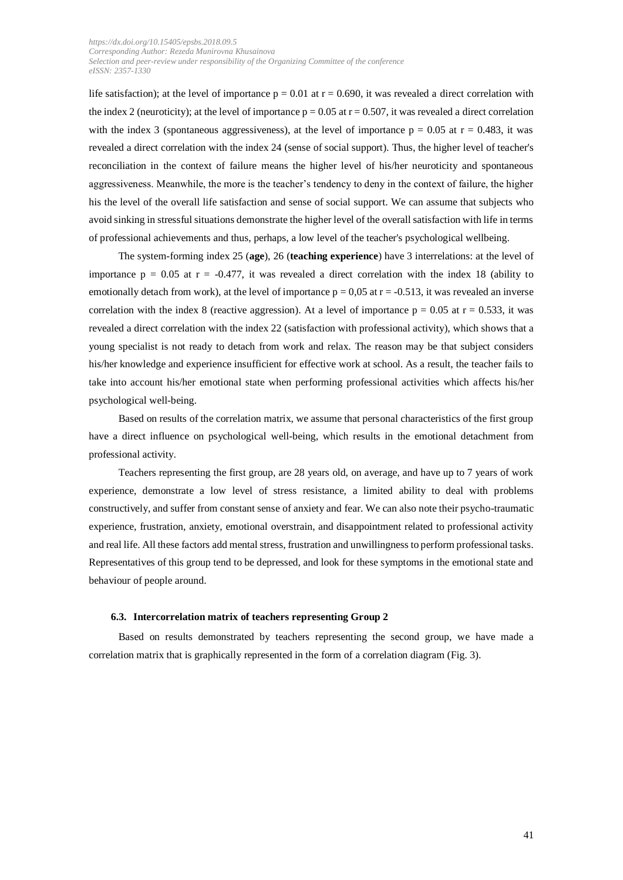life satisfaction); at the level of importance $p = 0.01$ at $r = 0.690$, it was revealed a direct correlation with the index 2 (neuroticity); at the level of importance $p = 0.05$ at $r = 0.507$, it was revealed a direct correlation with the index 3 (spontaneous aggressiveness), at the level of importance $p = 0.05$ at $r = 0.483$, it was revealed a direct correlation with the index 24 (sense of social support). Thus, the higher level of teacher's reconciliation in the context of failure means the higher level of his/her neuroticity and spontaneous aggressiveness. Meanwhile, the more is the teacher's tendency to deny in the context of failure, the higher his the level of the overall life satisfaction and sense of social support. We can assume that subjects who avoid sinking in stressful situations demonstrate the higher level of the overall satisfaction with life in terms of professional achievements and thus, perhaps, a low level of the teacher's psychological wellbeing.

The system-forming index 25 (**age**), 26 (**teaching experience**) have 3 interrelations: at the level of importance $p = 0.05$ at $r = -0.477$, it was revealed a direct correlation with the index 18 (ability to emotionally detach from work), at the level of importance $p = 0{,}05$ at $r = -0.513$, it was revealed an inverse correlation with the index 8 (reactive aggression). At a level of importance $p = 0.05$ at $r = 0.533$, it was revealed a direct correlation with the index 22 (satisfaction with professional activity), which shows that a young specialist is not ready to detach from work and relax. The reason may be that subject considers his/her knowledge and experience insufficient for effective work at school. As a result, the teacher fails to take into account his/her emotional state when performing professional activities which affects his/her psychological well-being.

Based on results of the correlation matrix, we assume that personal characteristics of the first group have a direct influence on psychological well-being, which results in the emotional detachment from professional activity.

Teachers representing the first group, are 28 years old, on average, and have up to 7 years of work experience, demonstrate a low level of stress resistance, a limited ability to deal with problems constructively, and suffer from constant sense of anxiety and fear. We can also note their psycho-traumatic experience, frustration, anxiety, emotional overstrain, and disappointment related to professional activity and real life. All these factors add mental stress, frustration and unwillingness to perform professional tasks. Representatives of this group tend to be depressed, and look for these symptoms in the emotional state and behaviour of people around.

### 6.3. Intercorrelation matrix of teachers representing Group 2

Based on results demonstrated by teachers representing the second group, we have made a correlation matrix that is graphically represented in the form of a correlation diagram (Fig. 3).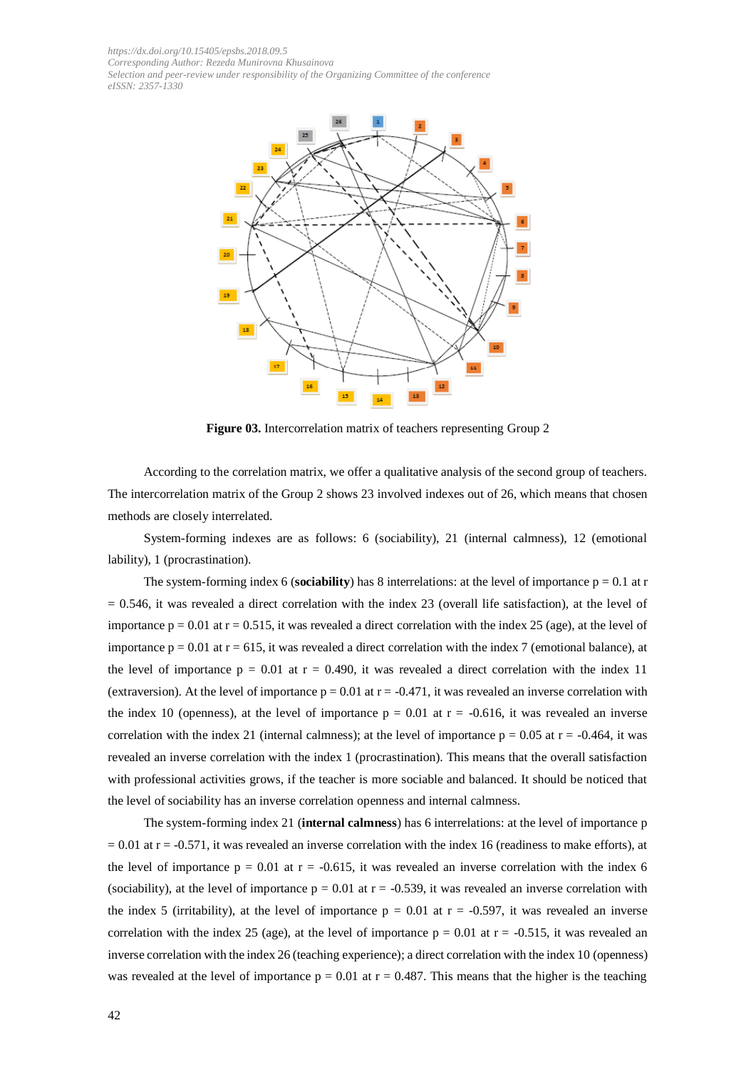**Figure 03.** Intercorrelation matrix of teachers representing Group 2

According to the correlation matrix, we offer a qualitative analysis of the second group of teachers. The intercorrelation matrix of the Group 2 shows 23 involved indexes out of 26, which means that chosen methods are closely interrelated.

System-forming indexes are as follows: 6 (sociability), 21 (internal calmness), 12 (emotional lability), 1 (procrastination).

The system-forming index 6 (**sociability**) has 8 interrelations: at the level of importance p = 0.1 at r = 0.546, it was revealed a direct correlation with the index 23 (overall life satisfaction), at the level of importance p = 0.01 at r = 0.515, it was revealed a direct correlation with the index 25 (age), at the level of importance p = 0.01 at r = 615, it was revealed a direct correlation with the index 7 (emotional balance), at the level of importance p = 0.01 at r = 0.490, it was revealed a direct correlation with the index 11 (extraversion). At the level of importance p = 0.01 at r = -0.471, it was revealed an inverse correlation with the index 10 (openness), at the level of importance p = 0.01 at r = -0.616, it was revealed an inverse correlation with the index 21 (internal calmness); at the level of importance p = 0.05 at r = -0.464, it was revealed an inverse correlation with the index 1 (procrastination). This means that the overall satisfaction with professional activities grows, if the teacher is more sociable and balanced. It should be noticed that the level of sociability has an inverse correlation openness and internal calmness.

The system-forming index 21 (**internal calmness**) has 6 interrelations: at the level of importance p = 0.01 at r = -0.571, it was revealed an inverse correlation with the index 16 (readiness to make efforts), at the level of importance p = 0.01 at r = -0.615, it was revealed an inverse correlation with the index 6 (sociability), at the level of importance p = 0.01 at r = -0.539, it was revealed an inverse correlation with the index 5 (irritability), at the level of importance p = 0.01 at r = -0.597, it was revealed an inverse correlation with the index 25 (age), at the level of importance p = 0.01 at r = -0.515, it was revealed an inverse correlation with the index 26 (teaching experience); a direct correlation with the index 10 (openness) was revealed at the level of importance p = 0.01 at r = 0.487. This means that the higher is the teaching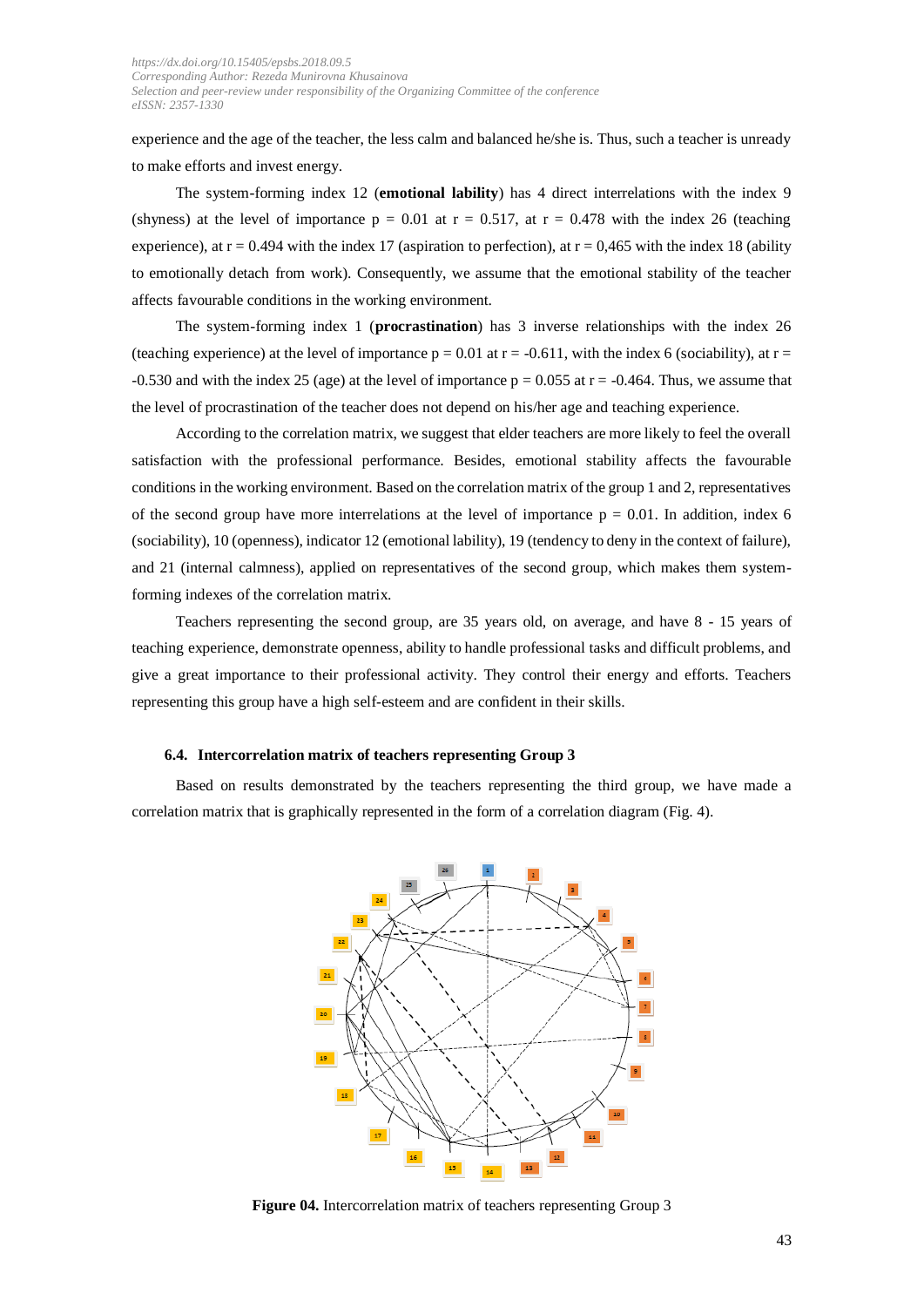experience and the age of the teacher, the less calm and balanced he/she is. Thus, such a teacher is unready to make efforts and invest energy.

The system-forming index 12 (**emotional lability**) has 4 direct interrelations with the index 9 (shyness) at the level of importance $p = 0.01$ at $r = 0.517$, at $r = 0.478$ with the index 26 (teaching experience), at $r = 0.494$ with the index 17 (aspiration to perfection), at $r = 0,465$ with the index 18 (ability to emotionally detach from work). Consequently, we assume that the emotional stability of the teacher affects favourable conditions in the working environment.

The system-forming index 1 (**procrastination**) has 3 inverse relationships with the index 26 (teaching experience) at the level of importance $p = 0.01$ at $r = -0.611$, with the index 6 (sociability), at $r = -0.530$ and with the index 25 (age) at the level of importance $p = 0.055$ at $r = -0.464$. Thus, we assume that the level of procrastination of the teacher does not depend on his/her age and teaching experience.

According to the correlation matrix, we suggest that elder teachers are more likely to feel the overall satisfaction with the professional performance. Besides, emotional stability affects the favourable conditions in the working environment. Based on the correlation matrix of the group 1 and 2, representatives of the second group have more interrelations at the level of importance $p = 0.01$. In addition, index 6 (sociability), 10 (openness), indicator 12 (emotional lability), 19 (tendency to deny in the context of failure), and 21 (internal calmness), applied on representatives of the second group, which makes them system-forming indexes of the correlation matrix.

Teachers representing the second group, are 35 years old, on average, and have 8 - 15 years of teaching experience, demonstrate openness, ability to handle professional tasks and difficult problems, and give a great importance to their professional activity. They control their energy and efforts. Teachers representing this group have a high self-esteem and are confident in their skills.

### 6.4. Intercorrelation matrix of teachers representing Group 3

Based on results demonstrated by the teachers representing the third group, we have made a correlation matrix that is graphically represented in the form of a correlation diagram (Fig. 4).

**Figure 04.** Intercorrelation matrix of teachers representing Group 3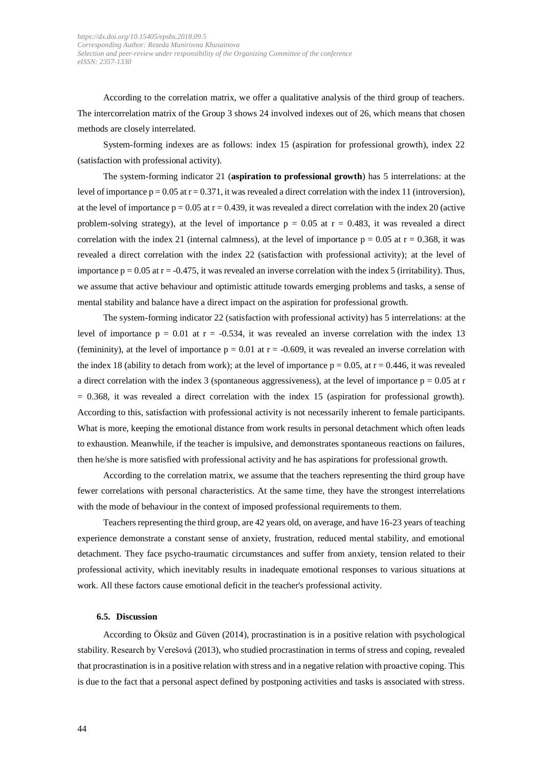According to the correlation matrix, we offer a qualitative analysis of the third group of teachers. The intercorrelation matrix of the Group 3 shows 24 involved indexes out of 26, which means that chosen methods are closely interrelated.

System-forming indexes are as follows: index 15 (aspiration for professional growth), index 22 (satisfaction with professional activity).

The system-forming indicator 21 (**aspiration to professional growth**) has 5 interrelations: at the level of importance $p = 0.05$ at $r = 0.371$, it was revealed a direct correlation with the index 11 (introversion), at the level of importance $p = 0.05$ at $r = 0.439$, it was revealed a direct correlation with the index 20 (active problem-solving strategy), at the level of importance $p = 0.05$ at $r = 0.483$, it was revealed a direct correlation with the index 21 (internal calmness), at the level of importance $p = 0.05$ at $r = 0.368$, it was revealed a direct correlation with the index 22 (satisfaction with professional activity); at the level of importance $p = 0.05$ at $r = -0.475$, it was revealed an inverse correlation with the index 5 (irritability). Thus, we assume that active behaviour and optimistic attitude towards emerging problems and tasks, a sense of mental stability and balance have a direct impact on the aspiration for professional growth.

The system-forming indicator 22 (satisfaction with professional activity) has 5 interrelations: at the level of importance $p = 0.01$ at $r = -0.534$, it was revealed an inverse correlation with the index 13 (femininity), at the level of importance $p = 0.01$ at $r = -0.609$, it was revealed an inverse correlation with the index 18 (ability to detach from work); at the level of importance $p = 0.05$, at $r = 0.446$, it was revealed a direct correlation with the index 3 (spontaneous aggressiveness), at the level of importance $p = 0.05$ at $r = 0.368$, it was revealed a direct correlation with the index 15 (aspiration for professional growth). According to this, satisfaction with professional activity is not necessarily inherent to female participants. What is more, keeping the emotional distance from work results in personal detachment which often leads to exhaustion. Meanwhile, if the teacher is impulsive, and demonstrates spontaneous reactions on failures, then he/she is more satisfied with professional activity and he has aspirations for professional growth.

According to the correlation matrix, we assume that the teachers representing the third group have fewer correlations with personal characteristics. At the same time, they have the strongest interrelations with the mode of behaviour in the context of imposed professional requirements to them.

Teachers representing the third group, are 42 years old, on average, and have 16-23 years of teaching experience demonstrate a constant sense of anxiety, frustration, reduced mental stability, and emotional detachment. They face psycho-traumatic circumstances and suffer from anxiety, tension related to their professional activity, which inevitably results in inadequate emotional responses to various situations at work. All these factors cause emotional deficit in the teacher's professional activity.

### 6.5. Discussion

According to Öksüz and Güven (2014), procrastination is in a positive relation with psychological stability. Research by Verešová (2013), who studied procrastination in terms of stress and coping, revealed that procrastination is in a positive relation with stress and in a negative relation with proactive coping. This is due to the fact that a personal aspect defined by postponing activities and tasks is associated with stress.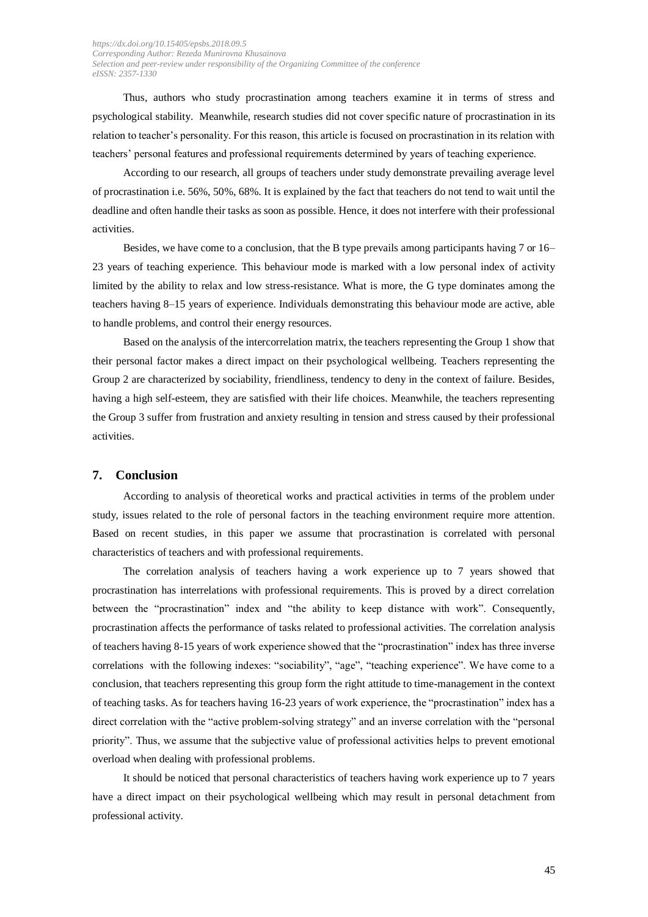Thus, authors who study procrastination among teachers examine it in terms of stress and psychological stability. Meanwhile, research studies did not cover specific nature of procrastination in its relation to teacher's personality. For this reason, this article is focused on procrastination in its relation with teachers' personal features and professional requirements determined by years of teaching experience.

According to our research, all groups of teachers under study demonstrate prevailing average level of procrastination i.e. 56%, 50%, 68%. It is explained by the fact that teachers do not tend to wait until the deadline and often handle their tasks as soon as possible. Hence, it does not interfere with their professional activities.

Besides, we have come to a conclusion, that the B type prevails among participants having 7 or 16–23 years of teaching experience. This behaviour mode is marked with a low personal index of activity limited by the ability to relax and low stress-resistance. What is more, the G type dominates among the teachers having 8–15 years of experience. Individuals demonstrating this behaviour mode are active, able to handle problems, and control their energy resources.

Based on the analysis of the intercorrelation matrix, the teachers representing the Group 1 show that their personal factor makes a direct impact on their psychological wellbeing. Teachers representing the Group 2 are characterized by sociability, friendliness, tendency to deny in the context of failure. Besides, having a high self-esteem, they are satisfied with their life choices. Meanwhile, the teachers representing the Group 3 suffer from frustration and anxiety resulting in tension and stress caused by their professional activities.

## 7. Conclusion

According to analysis of theoretical works and practical activities in terms of the problem under study, issues related to the role of personal factors in the teaching environment require more attention. Based on recent studies, in this paper we assume that procrastination is correlated with personal characteristics of teachers and with professional requirements.

The correlation analysis of teachers having a work experience up to 7 years showed that procrastination has interrelations with professional requirements. This is proved by a direct correlation between the "procrastination" index and "the ability to keep distance with work". Consequently, procrastination affects the performance of tasks related to professional activities. The correlation analysis of teachers having 8-15 years of work experience showed that the "procrastination" index has three inverse correlations with the following indexes: "sociability", "age", "teaching experience". We have come to a conclusion, that teachers representing this group form the right attitude to time-management in the context of teaching tasks. As for teachers having 16-23 years of work experience, the "procrastination" index has a direct correlation with the "active problem-solving strategy" and an inverse correlation with the "personal priority". Thus, we assume that the subjective value of professional activities helps to prevent emotional overload when dealing with professional problems.

It should be noticed that personal characteristics of teachers having work experience up to 7 years have a direct impact on their psychological wellbeing which may result in personal detachment from professional activity.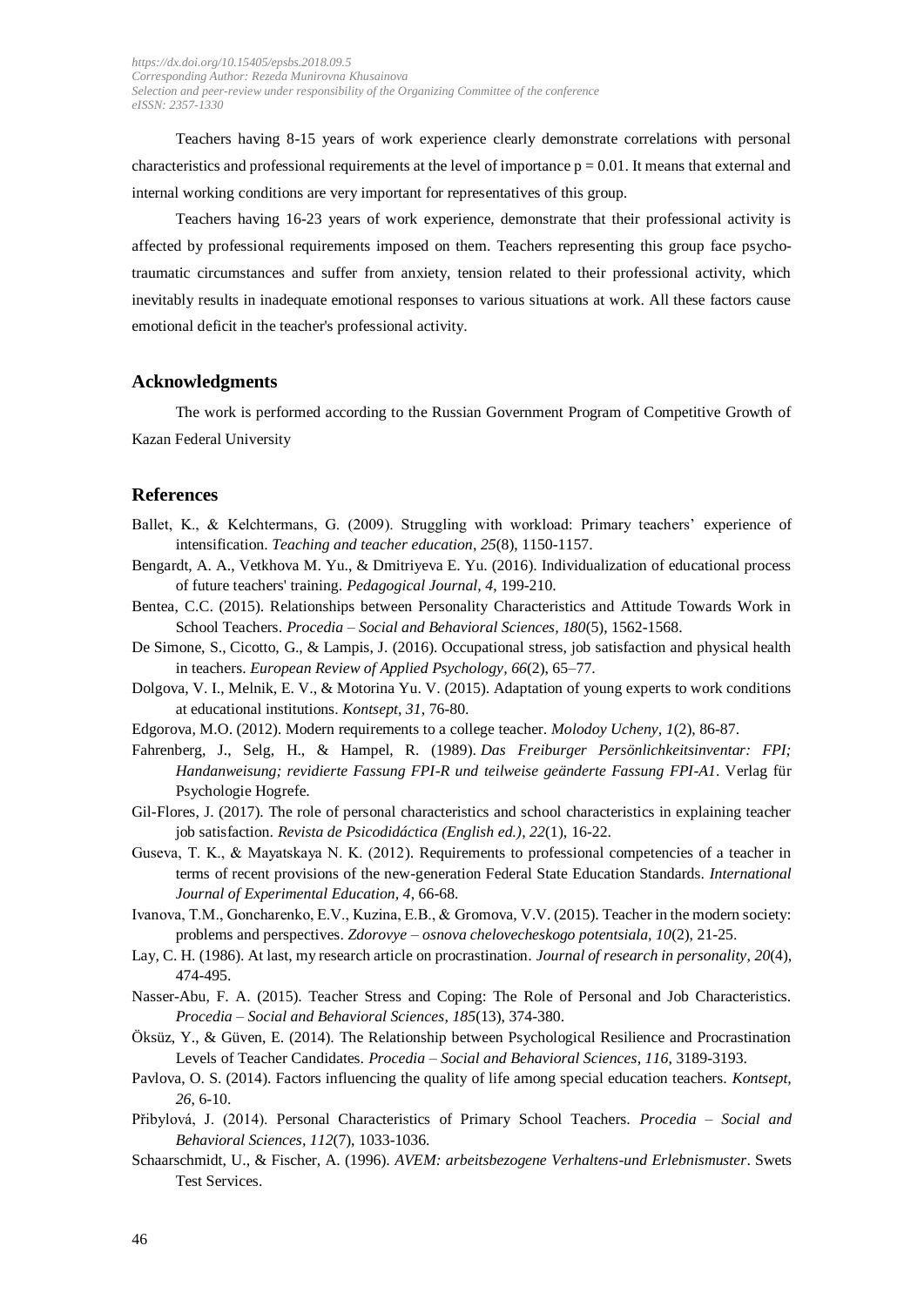Teachers having 8-15 years of work experience clearly demonstrate correlations with personal characteristics and professional requirements at the level of importance $p = 0.01$. It means that external and internal working conditions are very important for representatives of this group.

Teachers having 16-23 years of work experience, demonstrate that their professional activity is affected by professional requirements imposed on them. Teachers representing this group face psycho-traumatic circumstances and suffer from anxiety, tension related to their professional activity, which inevitably results in inadequate emotional responses to various situations at work. All these factors cause emotional deficit in the teacher's professional activity.

## Acknowledgments

The work is performed according to the Russian Government Program of Competitive Growth of Kazan Federal University

## References

Ballet, K., & Kelchtermans, G. (2009). Struggling with workload: Primary teachers' experience of intensification. *Teaching and teacher education*, *25*(8), 1150-1157.

Bengardt, A. A., Vetkhova M. Yu., & Dmitriyeva E. Yu. (2016). Individualization of educational process of future teachers' training. *Pedagogical Journal, 4*, 199-210.

Bentea, C.C. (2015). Relationships between Personality Characteristics and Attitude Towards Work in School Teachers. *Procedia – Social and Behavioral Sciences*, *180*(5), 1562-1568.

De Simone, S., Cicotto, G., & Lampis, J. (2016). Occupational stress, job satisfaction and physical health in teachers. *European Review of Applied Psychology*, *66*(2), 65–77.

Dolgova, V. I., Melnik, E. V., & Motorina Yu. V. (2015). Adaptation of young experts to work conditions at educational institutions. *Kontsept*, *31*, 76-80.

Edgorova, M.O. (2012). Modern requirements to a college teacher. *Molodoy Ucheny, 1*(2), 86-87.

Fahrenberg, J., Selg, H., & Hampel, R. (1989). *Das Freiburger Persönlichkeitsinventar: FPI; Handanweisung; revidierte Fassung FPI-R und teilweise geänderte Fassung FPI-A1*. Verlag für Psychologie Hogrefe.

Gil-Flores, J. (2017). The role of personal characteristics and school characteristics in explaining teacher job satisfaction. *Revista de Psicodidáctica (English ed.)*, *22*(1), 16-22.

Guseva, T. K., & Mayatskaya N. K. (2012). Requirements to professional competencies of a teacher in terms of recent provisions of the new-generation Federal State Education Standards. *International Journal of Experimental Education*, *4*, 66-68.

Ivanova, T.M., Goncharenko, E.V., Kuzina, E.B., & Gromova, V.V. (2015). Teacher in the modern society: problems and perspectives. *Zdorovye – osnova chelovecheskogo potentsiala, 10*(2), 21-25.

Lay, C. H. (1986). At last, my research article on procrastination. *Journal of research in personality*, *20*(4), 474-495.

Nasser-Abu, F. A. (2015). Teacher Stress and Coping: The Role of Personal and Job Characteristics. *Procedia – Social and Behavioral Sciences*, *185*(13), 374-380.

Öksüz, Y., & Güven, E. (2014). The Relationship between Psychological Resilience and Procrastination Levels of Teacher Candidates. *Procedia – Social and Behavioral Sciences*, *116*, 3189-3193.

Pavlova, O. S. (2014). Factors influencing the quality of life among special education teachers. *Kontsept, 26*, 6-10.

Přibylová, J. (2014). Personal Characteristics of Primary School Teachers. *Procedia – Social and Behavioral Sciences*, *112*(7), 1033-1036.

Schaarschmidt, U., & Fischer, A. (1996). *AVEM: arbeitsbezogene Verhaltens-und Erlebnismuster*. Swets Test Services.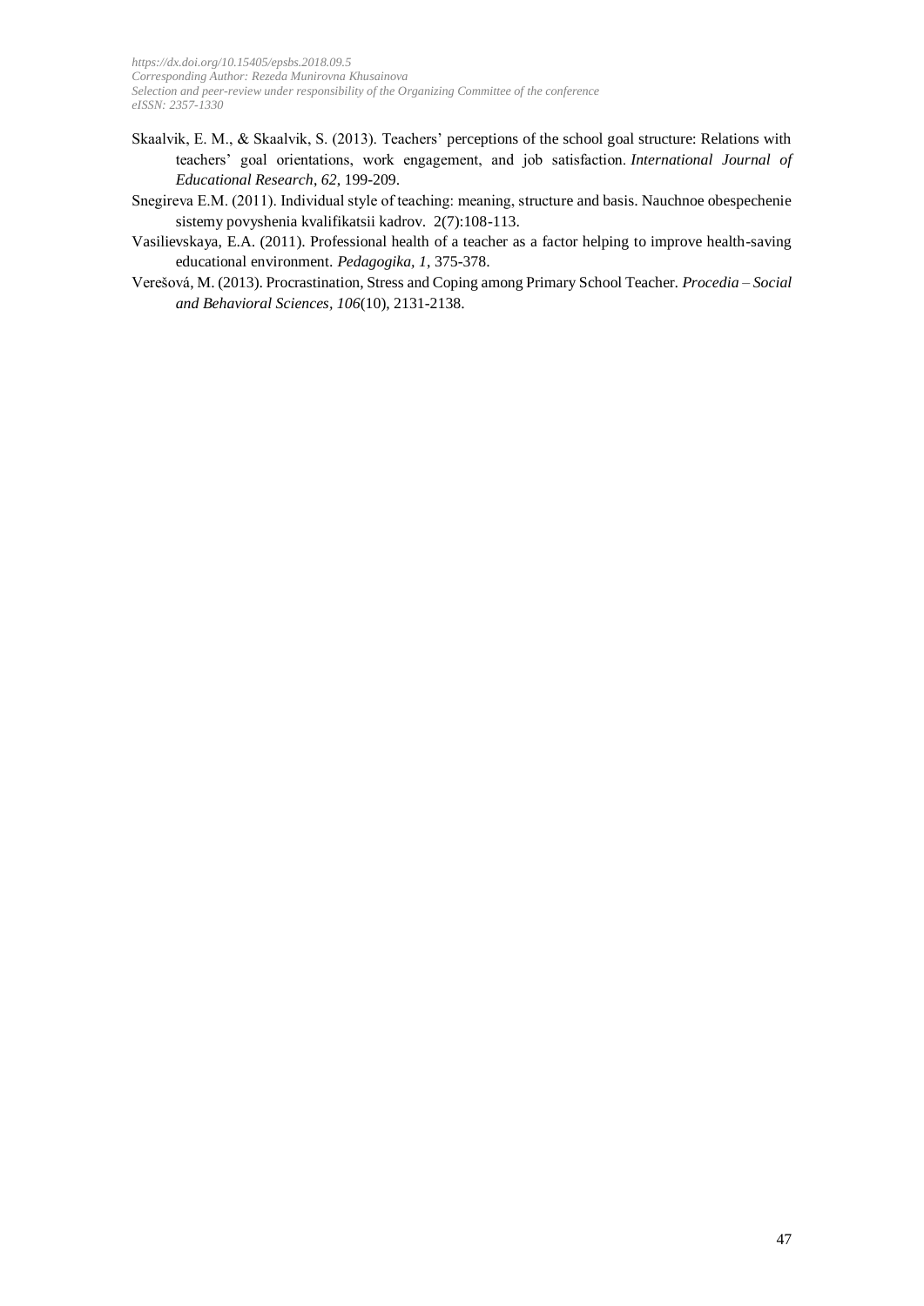Skaalvik, E. M., & Skaalvik, S. (2013). Teachers' perceptions of the school goal structure: Relations with teachers' goal orientations, work engagement, and job satisfaction. *International Journal of Educational Research*, *62*, 199-209.

Snegireva E.M. (2011). Individual style of teaching: meaning, structure and basis. Nauchnoe obespechenie sistemy povyshenia kvalifikatsii kadrov. 2(7):108-113.

Vasilievskaya, E.A. (2011). Professional health of a teacher as a factor helping to improve health-saving educational environment. *Pedagogika, 1*, 375-378.

Verešová, M. (2013). Procrastination, Stress and Coping among Primary School Teacher. *Procedia – Social and Behavioral Sciences*, *106*(10), 2131-2138.